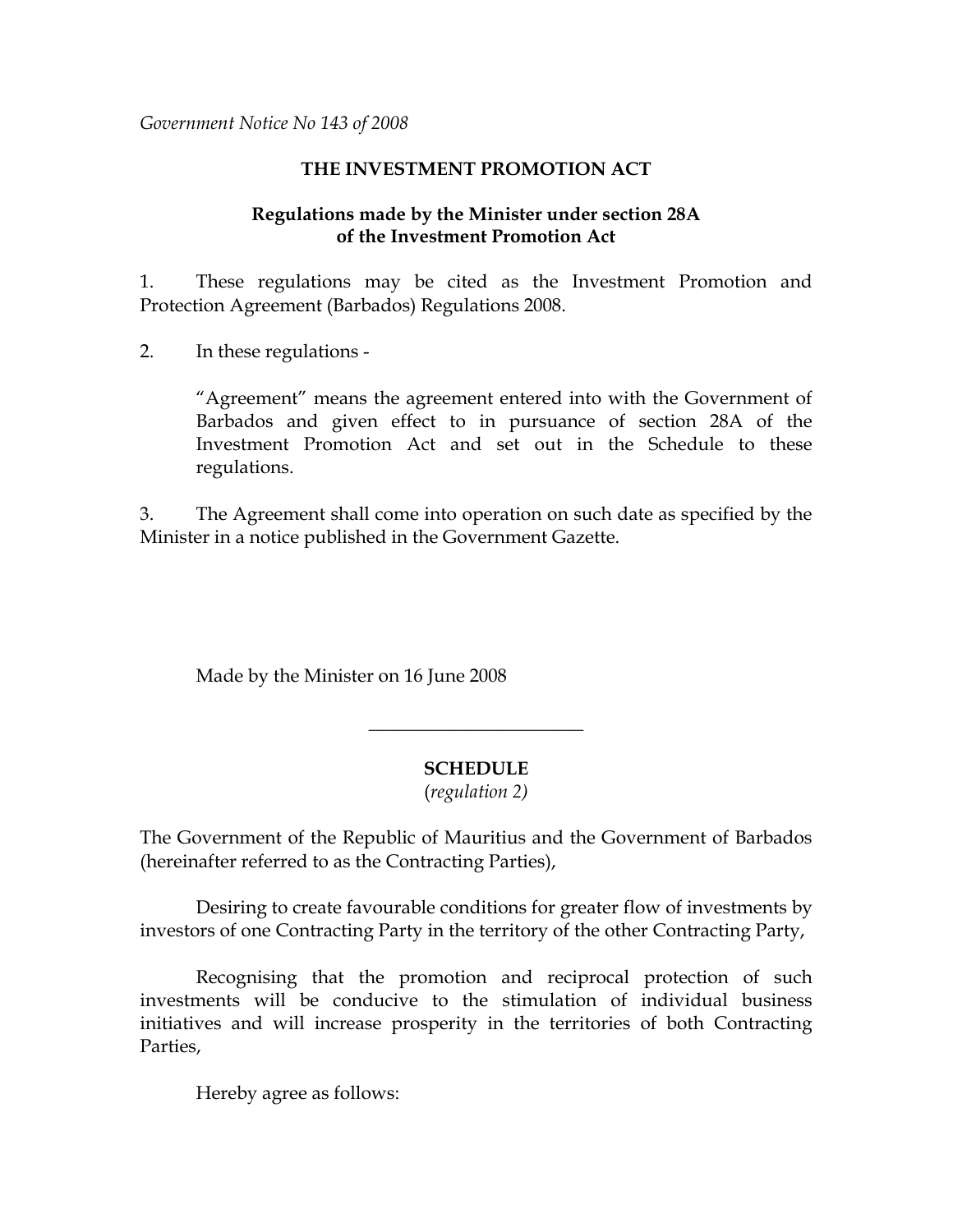*Government Notice No 143 of 2008*

**THE INVESTMENT PROMOTION ACT**

**Regulations made by the Minister under section 28A of the Investment Promotion Act**

1. These regulations may be cited as the Investment Promotion and Protection Agreement (Barbados) Regulations 2008.

2. In these regulations -

   "Agreement" means the agreement entered into with the Government of Barbados and given effect to in pursuance of section 28A of the Investment Promotion Act and set out in the Schedule to these regulations.

3. The Agreement shall come into operation on such date as specified by the Minister in a notice published in the Government Gazette.

Made by the Minister on 16 June 2008

---

**SCHEDULE**

(*regulation 2)*

The Government of the Republic of Mauritius and the Government of Barbados (hereinafter referred to as the Contracting Parties),

Desiring to create favourable conditions for greater flow of investments by investors of one Contracting Party in the territory of the other Contracting Party,

Recognising that the promotion and reciprocal protection of such investments will be conducive to the stimulation of individual business initiatives and will increase prosperity in the territories of both Contracting Parties,

Hereby agree as follows: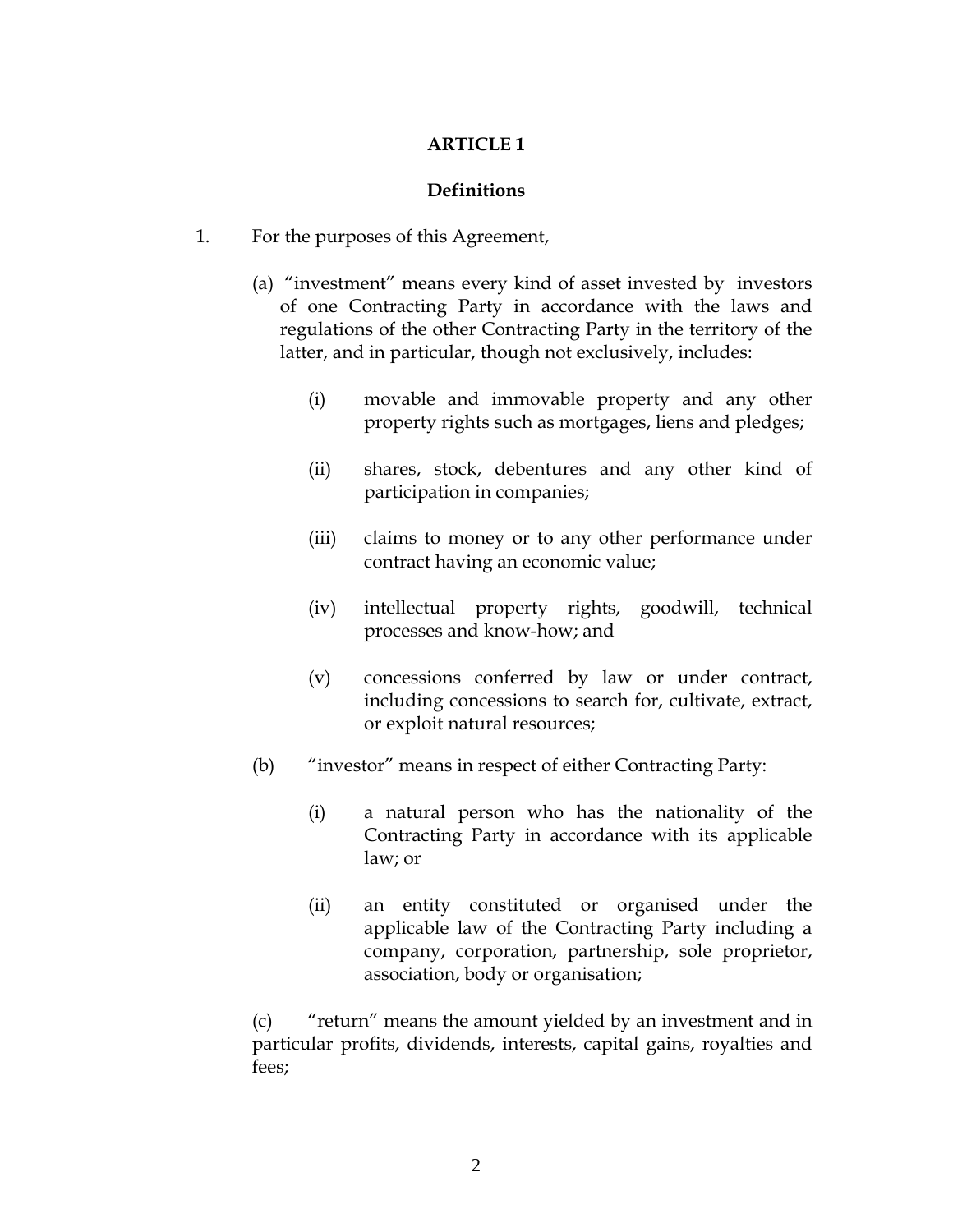## ARTICLE 1

### Definitions

1. For the purposes of this Agreement,

   (a) "investment" means every kind of asset invested by investors of one Contracting Party in accordance with the laws and regulations of the other Contracting Party in the territory of the latter, and in particular, though not exclusively, includes:

   (i) movable and immovable property and any other property rights such as mortgages, liens and pledges;

   (ii) shares, stock, debentures and any other kind of participation in companies;

   (iii) claims to money or to any other performance under contract having an economic value;

   (iv) intellectual property rights, goodwill, technical processes and know-how; and

   (v) concessions conferred by law or under contract, including concessions to search for, cultivate, extract, or exploit natural resources;

   (b) "investor" means in respect of either Contracting Party:

   (i) a natural person who has the nationality of the Contracting Party in accordance with its applicable law; or

   (ii) an entity constituted or organised under the applicable law of the Contracting Party including a company, corporation, partnership, sole proprietor, association, body or organisation;

   (c) "return" means the amount yielded by an investment and in particular profits, dividends, interests, capital gains, royalties and fees;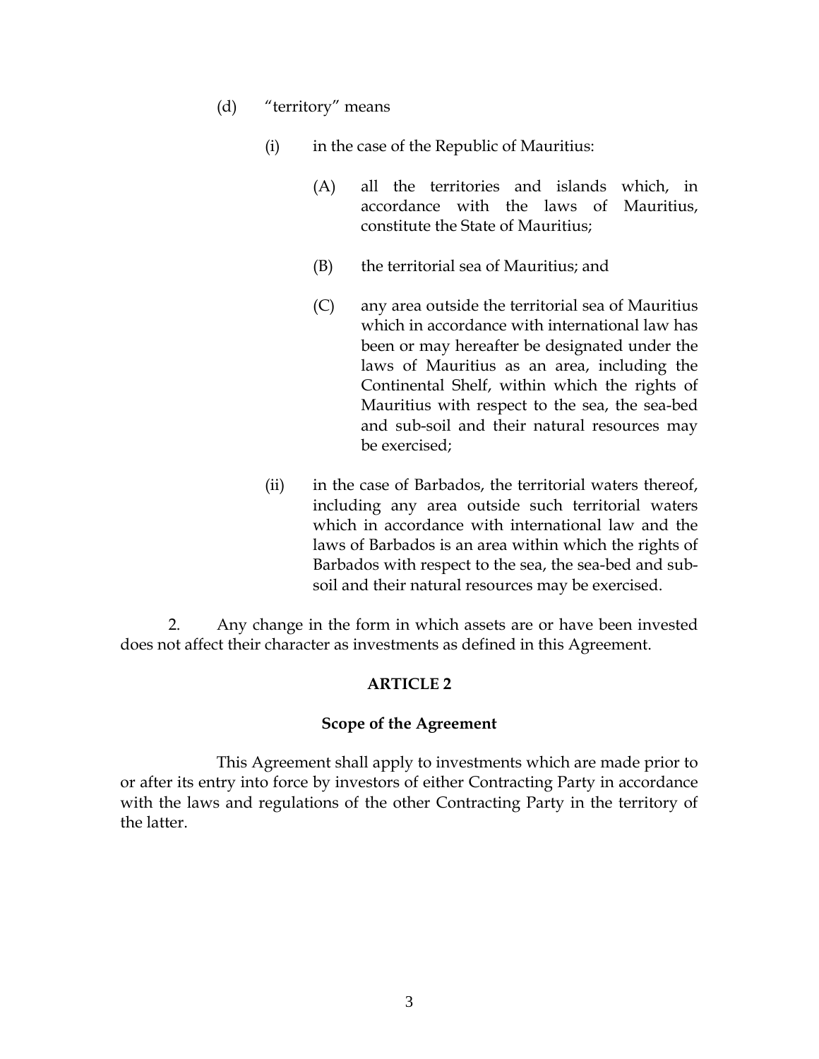(d) "territory" means

(i) in the case of the Republic of Mauritius:

(A) all the territories and islands which, in accordance with the laws of Mauritius, constitute the State of Mauritius;

(B) the territorial sea of Mauritius; and

(C) any area outside the territorial sea of Mauritius which in accordance with international law has been or may hereafter be designated under the laws of Mauritius as an area, including the Continental Shelf, within which the rights of Mauritius with respect to the sea, the sea-bed and sub-soil and their natural resources may be exercised;

(ii) in the case of Barbados, the territorial waters thereof, including any area outside such territorial waters which in accordance with international law and the laws of Barbados is an area within which the rights of Barbados with respect to the sea, the sea-bed and sub-soil and their natural resources may be exercised.

2. Any change in the form in which assets are or have been invested does not affect their character as investments as defined in this Agreement.

## ARTICLE 2

### Scope of the Agreement

This Agreement shall apply to investments which are made prior to or after its entry into force by investors of either Contracting Party in accordance with the laws and regulations of the other Contracting Party in the territory of the latter.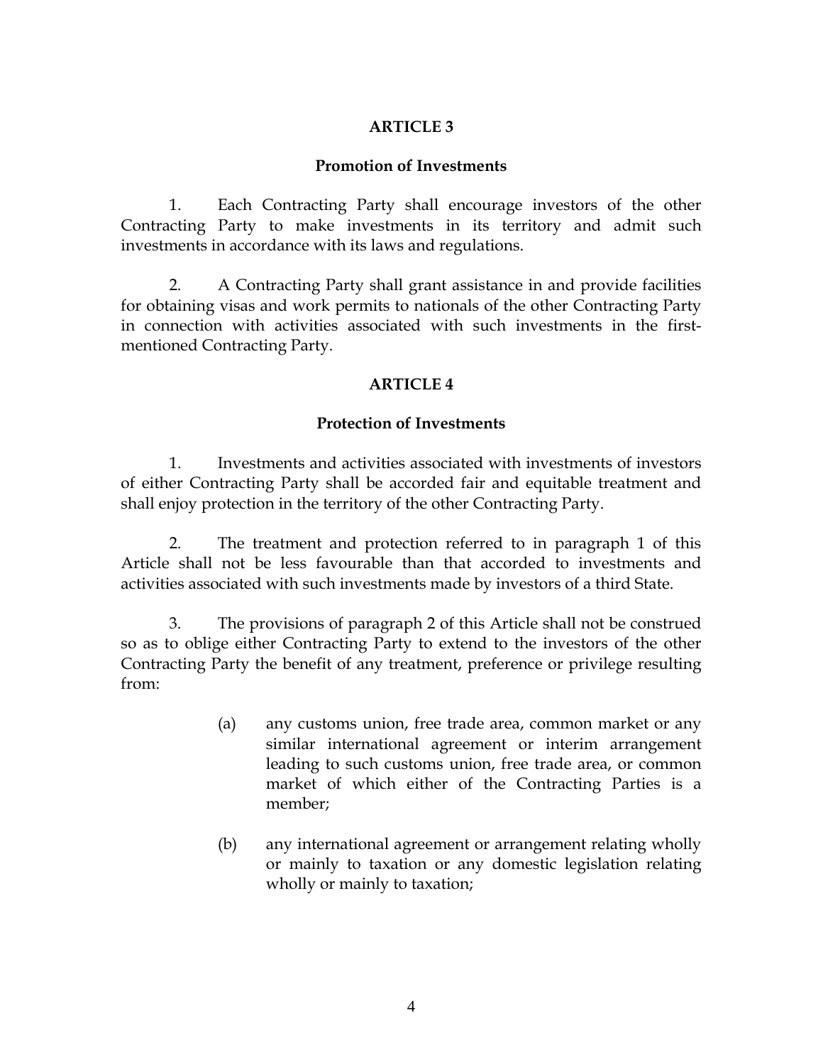## ARTICLE 3

### Promotion of Investments

1. Each Contracting Party shall encourage investors of the other Contracting Party to make investments in its territory and admit such investments in accordance with its laws and regulations.

2. A Contracting Party shall grant assistance in and provide facilities for obtaining visas and work permits to nationals of the other Contracting Party in connection with activities associated with such investments in the first-mentioned Contracting Party.

## ARTICLE 4

### Protection of Investments

1. Investments and activities associated with investments of investors of either Contracting Party shall be accorded fair and equitable treatment and shall enjoy protection in the territory of the other Contracting Party.

2. The treatment and protection referred to in paragraph 1 of this Article shall not be less favourable than that accorded to investments and activities associated with such investments made by investors of a third State.

3. The provisions of paragraph 2 of this Article shall not be construed so as to oblige either Contracting Party to extend to the investors of the other Contracting Party the benefit of any treatment, preference or privilege resulting from:

   (a) any customs union, free trade area, common market or any similar international agreement or interim arrangement leading to such customs union, free trade area, or common market of which either of the Contracting Parties is a member;

   (b) any international agreement or arrangement relating wholly or mainly to taxation or any domestic legislation relating wholly or mainly to taxation;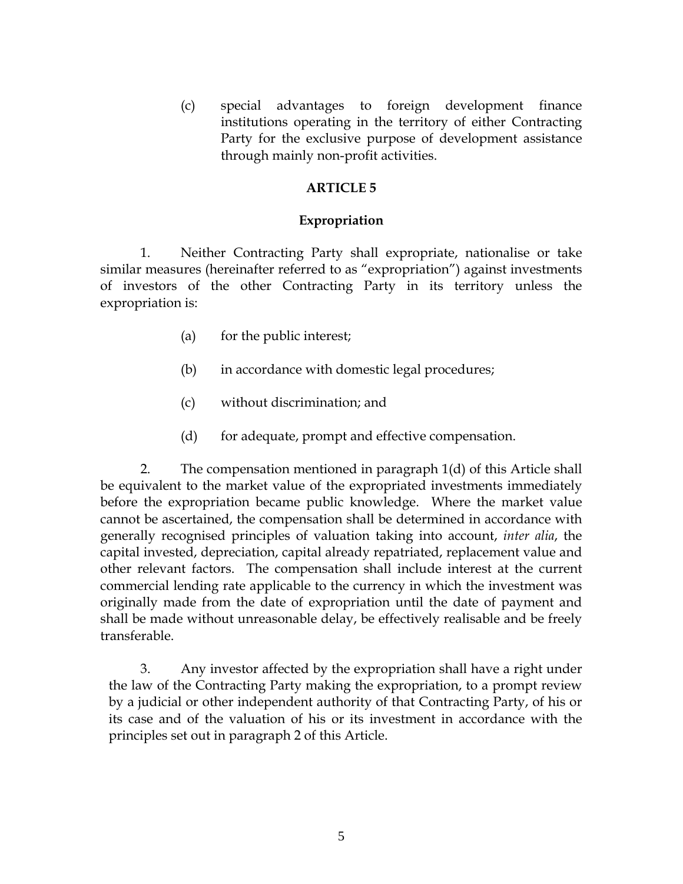(c) special advantages to foreign development finance institutions operating in the territory of either Contracting Party for the exclusive purpose of development assistance through mainly non-profit activities.

## ARTICLE 5

### Expropriation

1. Neither Contracting Party shall expropriate, nationalise or take similar measures (hereinafter referred to as "expropriation") against investments of investors of the other Contracting Party in its territory unless the expropriation is:

(a) for the public interest;

(b) in accordance with domestic legal procedures;

(c) without discrimination; and

(d) for adequate, prompt and effective compensation.

2. The compensation mentioned in paragraph 1(d) of this Article shall be equivalent to the market value of the expropriated investments immediately before the expropriation became public knowledge. Where the market value cannot be ascertained, the compensation shall be determined in accordance with generally recognised principles of valuation taking into account, *inter alia*, the capital invested, depreciation, capital already repatriated, replacement value and other relevant factors. The compensation shall include interest at the current commercial lending rate applicable to the currency in which the investment was originally made from the date of expropriation until the date of payment and shall be made without unreasonable delay, be effectively realisable and be freely transferable.

3. Any investor affected by the expropriation shall have a right under the law of the Contracting Party making the expropriation, to a prompt review by a judicial or other independent authority of that Contracting Party, of his or its case and of the valuation of his or its investment in accordance with the principles set out in paragraph 2 of this Article.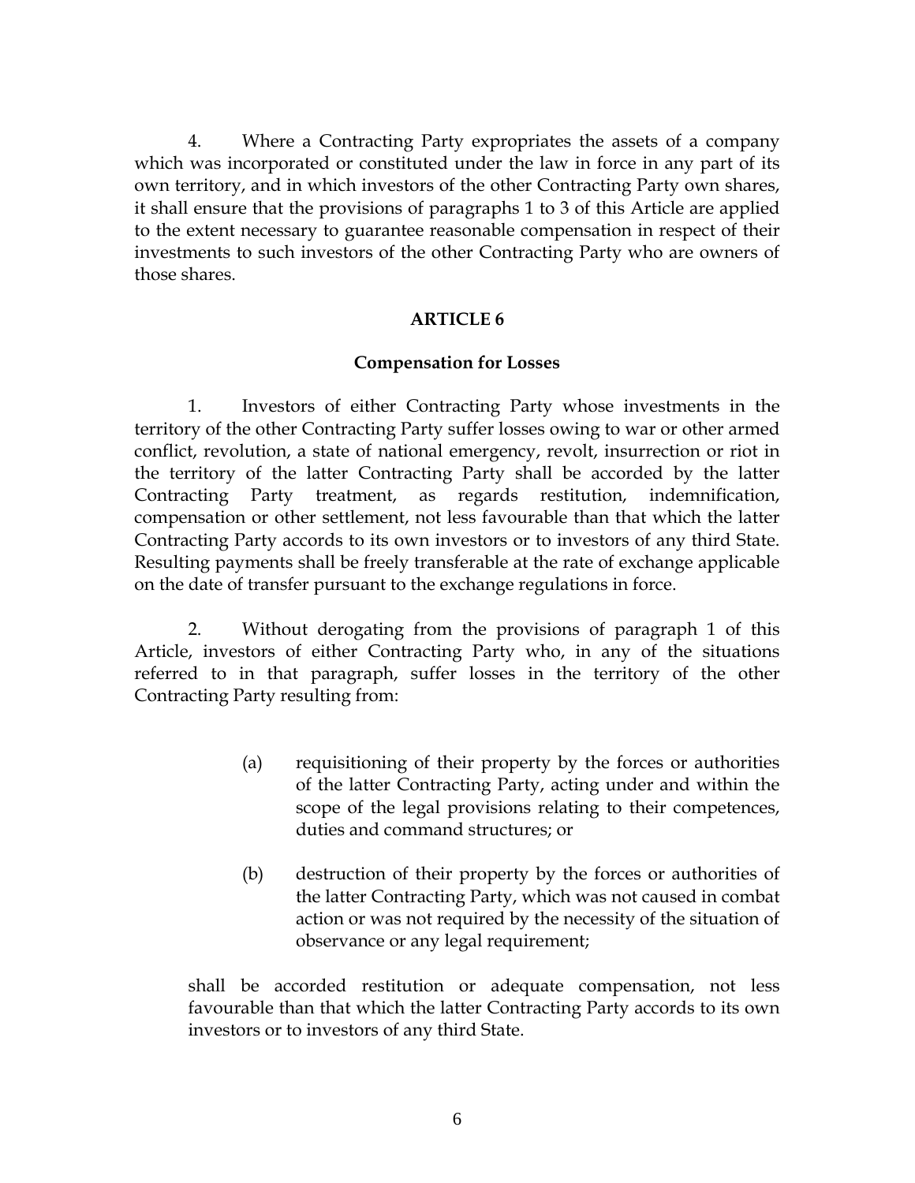4. Where a Contracting Party expropriates the assets of a company which was incorporated or constituted under the law in force in any part of its own territory, and in which investors of the other Contracting Party own shares, it shall ensure that the provisions of paragraphs 1 to 3 of this Article are applied to the extent necessary to guarantee reasonable compensation in respect of their investments to such investors of the other Contracting Party who are owners of those shares.

## ARTICLE 6

### Compensation for Losses

1. Investors of either Contracting Party whose investments in the territory of the other Contracting Party suffer losses owing to war or other armed conflict, revolution, a state of national emergency, revolt, insurrection or riot in the territory of the latter Contracting Party shall be accorded by the latter Contracting Party treatment, as regards restitution, indemnification, compensation or other settlement, not less favourable than that which the latter Contracting Party accords to its own investors or to investors of any third State. Resulting payments shall be freely transferable at the rate of exchange applicable on the date of transfer pursuant to the exchange regulations in force.

2. Without derogating from the provisions of paragraph 1 of this Article, investors of either Contracting Party who, in any of the situations referred to in that paragraph, suffer losses in the territory of the other Contracting Party resulting from:

(a) requisitioning of their property by the forces or authorities of the latter Contracting Party, acting under and within the scope of the legal provisions relating to their competences, duties and command structures; or

(b) destruction of their property by the forces or authorities of the latter Contracting Party, which was not caused in combat action or was not required by the necessity of the situation of observance or any legal requirement;

shall be accorded restitution or adequate compensation, not less favourable than that which the latter Contracting Party accords to its own investors or to investors of any third State.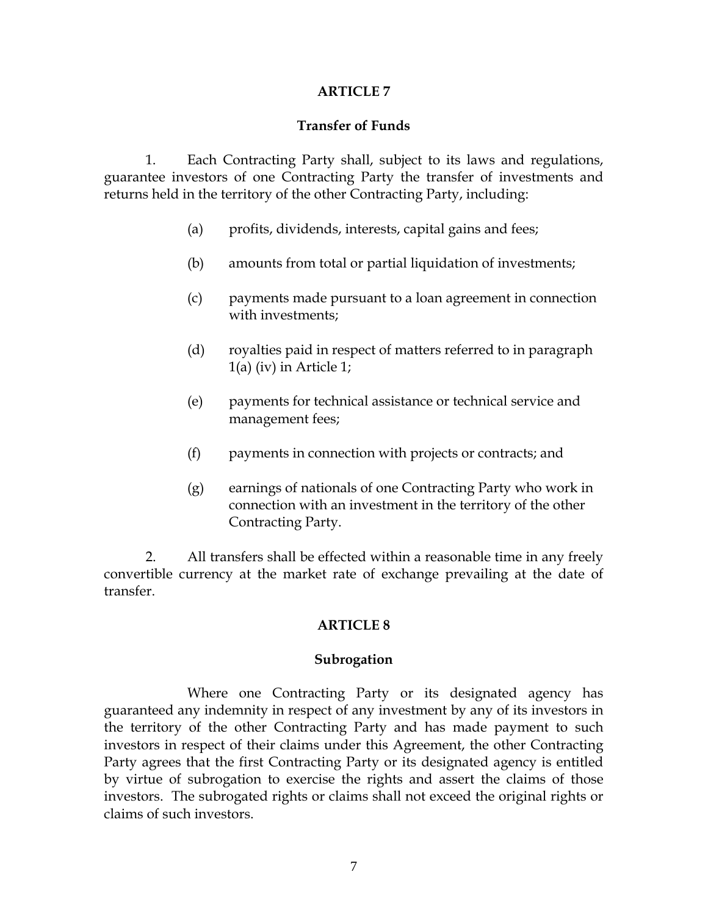## ARTICLE 7

### Transfer of Funds

1. Each Contracting Party shall, subject to its laws and regulations, guarantee investors of one Contracting Party the transfer of investments and returns held in the territory of the other Contracting Party, including:

   (a) profits, dividends, interests, capital gains and fees;

   (b) amounts from total or partial liquidation of investments;

   (c) payments made pursuant to a loan agreement in connection with investments;

   (d) royalties paid in respect of matters referred to in paragraph 1(a) (iv) in Article 1;

   (e) payments for technical assistance or technical service and management fees;

   (f) payments in connection with projects or contracts; and

   (g) earnings of nationals of one Contracting Party who work in connection with an investment in the territory of the other Contracting Party.

2. All transfers shall be effected within a reasonable time in any freely convertible currency at the market rate of exchange prevailing at the date of transfer.

## ARTICLE 8

### Subrogation

Where one Contracting Party or its designated agency has guaranteed any indemnity in respect of any investment by any of its investors in the territory of the other Contracting Party and has made payment to such investors in respect of their claims under this Agreement, the other Contracting Party agrees that the first Contracting Party or its designated agency is entitled by virtue of subrogation to exercise the rights and assert the claims of those investors. The subrogated rights or claims shall not exceed the original rights or claims of such investors.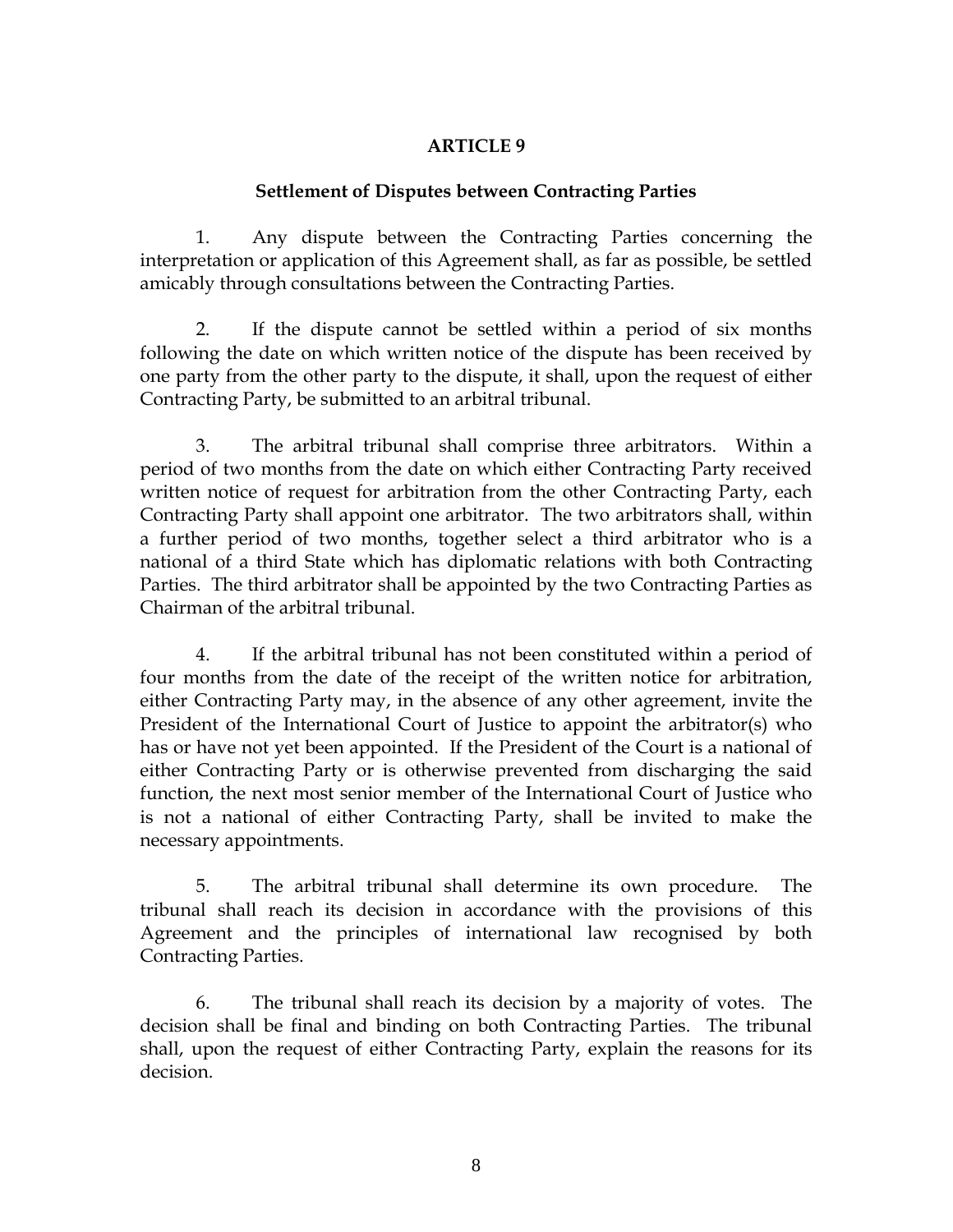## ARTICLE 9

### Settlement of Disputes between Contracting Parties

1. Any dispute between the Contracting Parties concerning the interpretation or application of this Agreement shall, as far as possible, be settled amicably through consultations between the Contracting Parties.

2. If the dispute cannot be settled within a period of six months following the date on which written notice of the dispute has been received by one party from the other party to the dispute, it shall, upon the request of either Contracting Party, be submitted to an arbitral tribunal.

3. The arbitral tribunal shall comprise three arbitrators. Within a period of two months from the date on which either Contracting Party received written notice of request for arbitration from the other Contracting Party, each Contracting Party shall appoint one arbitrator. The two arbitrators shall, within a further period of two months, together select a third arbitrator who is a national of a third State which has diplomatic relations with both Contracting Parties. The third arbitrator shall be appointed by the two Contracting Parties as Chairman of the arbitral tribunal.

4. If the arbitral tribunal has not been constituted within a period of four months from the date of the receipt of the written notice for arbitration, either Contracting Party may, in the absence of any other agreement, invite the President of the International Court of Justice to appoint the arbitrator(s) who has or have not yet been appointed. If the President of the Court is a national of either Contracting Party or is otherwise prevented from discharging the said function, the next most senior member of the International Court of Justice who is not a national of either Contracting Party, shall be invited to make the necessary appointments.

5. The arbitral tribunal shall determine its own procedure. The tribunal shall reach its decision in accordance with the provisions of this Agreement and the principles of international law recognised by both Contracting Parties.

6. The tribunal shall reach its decision by a majority of votes. The decision shall be final and binding on both Contracting Parties. The tribunal shall, upon the request of either Contracting Party, explain the reasons for its decision.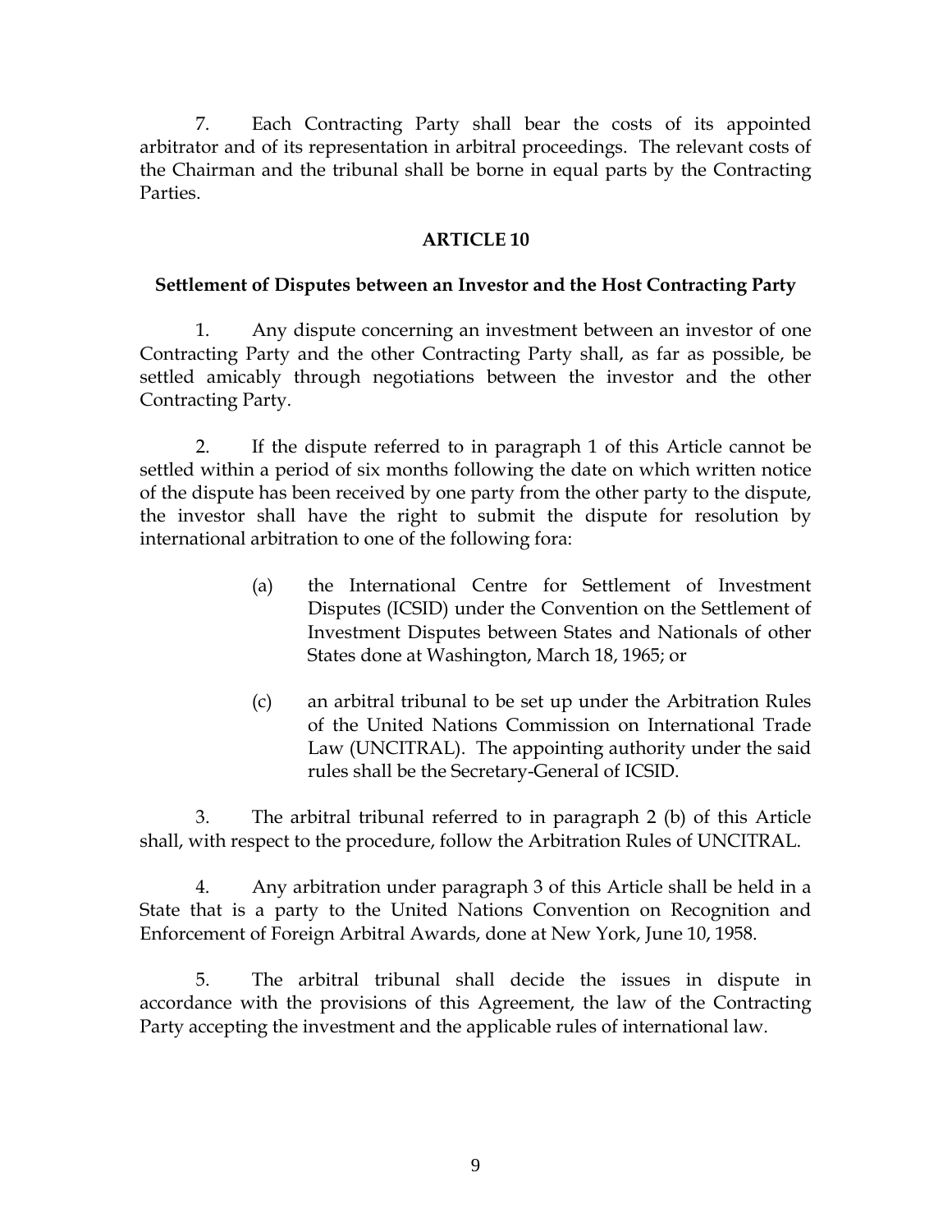7. Each Contracting Party shall bear the costs of its appointed arbitrator and of its representation in arbitral proceedings. The relevant costs of the Chairman and the tribunal shall be borne in equal parts by the Contracting Parties.

## ARTICLE 10

### Settlement of Disputes between an Investor and the Host Contracting Party

1. Any dispute concerning an investment between an investor of one Contracting Party and the other Contracting Party shall, as far as possible, be settled amicably through negotiations between the investor and the other Contracting Party.

2. If the dispute referred to in paragraph 1 of this Article cannot be settled within a period of six months following the date on which written notice of the dispute has been received by one party from the other party to the dispute, the investor shall have the right to submit the dispute for resolution by international arbitration to one of the following fora:

   (a) the International Centre for Settlement of Investment Disputes (ICSID) under the Convention on the Settlement of Investment Disputes between States and Nationals of other States done at Washington, March 18, 1965; or

   (c) an arbitral tribunal to be set up under the Arbitration Rules of the United Nations Commission on International Trade Law (UNCITRAL). The appointing authority under the said rules shall be the Secretary-General of ICSID.

3. The arbitral tribunal referred to in paragraph 2 (b) of this Article shall, with respect to the procedure, follow the Arbitration Rules of UNCITRAL.

4. Any arbitration under paragraph 3 of this Article shall be held in a State that is a party to the United Nations Convention on Recognition and Enforcement of Foreign Arbitral Awards, done at New York, June 10, 1958.

5. The arbitral tribunal shall decide the issues in dispute in accordance with the provisions of this Agreement, the law of the Contracting Party accepting the investment and the applicable rules of international law.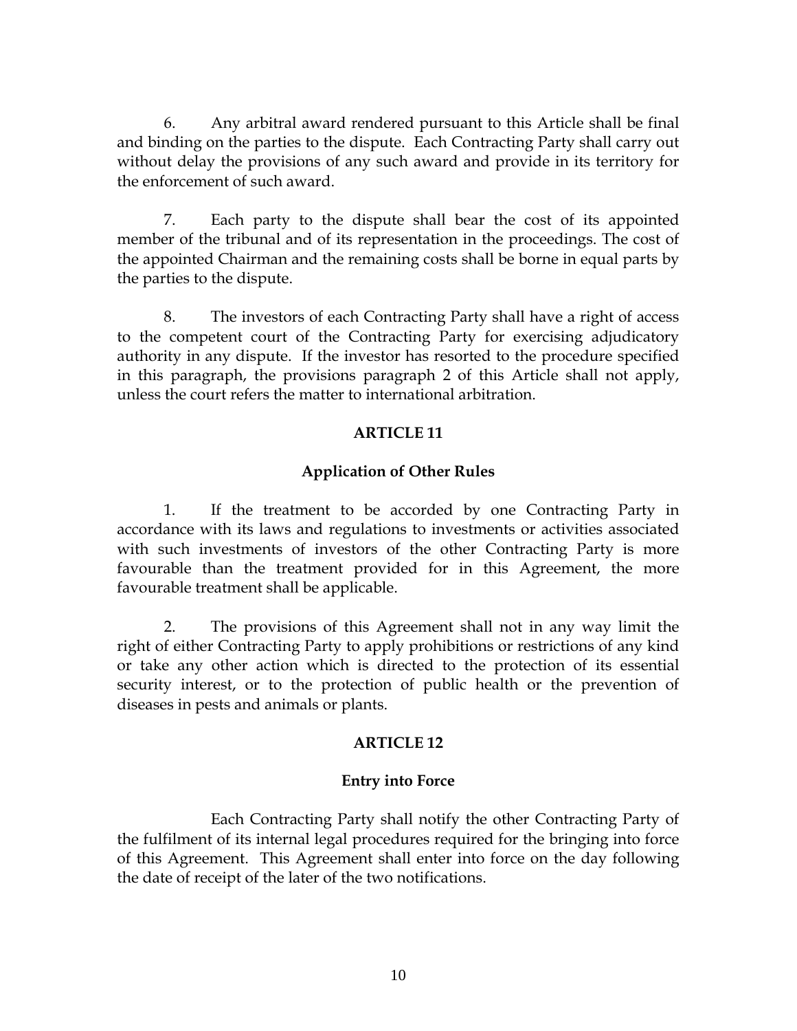6. Any arbitral award rendered pursuant to this Article shall be final and binding on the parties to the dispute. Each Contracting Party shall carry out without delay the provisions of any such award and provide in its territory for the enforcement of such award.

7. Each party to the dispute shall bear the cost of its appointed member of the tribunal and of its representation in the proceedings. The cost of the appointed Chairman and the remaining costs shall be borne in equal parts by the parties to the dispute.

8. The investors of each Contracting Party shall have a right of access to the competent court of the Contracting Party for exercising adjudicatory authority in any dispute. If the investor has resorted to the procedure specified in this paragraph, the provisions paragraph 2 of this Article shall not apply, unless the court refers the matter to international arbitration.

## ARTICLE 11

### Application of Other Rules

1. If the treatment to be accorded by one Contracting Party in accordance with its laws and regulations to investments or activities associated with such investments of investors of the other Contracting Party is more favourable than the treatment provided for in this Agreement, the more favourable treatment shall be applicable.

2. The provisions of this Agreement shall not in any way limit the right of either Contracting Party to apply prohibitions or restrictions of any kind or take any other action which is directed to the protection of its essential security interest, or to the protection of public health or the prevention of diseases in pests and animals or plants.

## ARTICLE 12

### Entry into Force

Each Contracting Party shall notify the other Contracting Party of the fulfilment of its internal legal procedures required for the bringing into force of this Agreement. This Agreement shall enter into force on the day following the date of receipt of the later of the two notifications.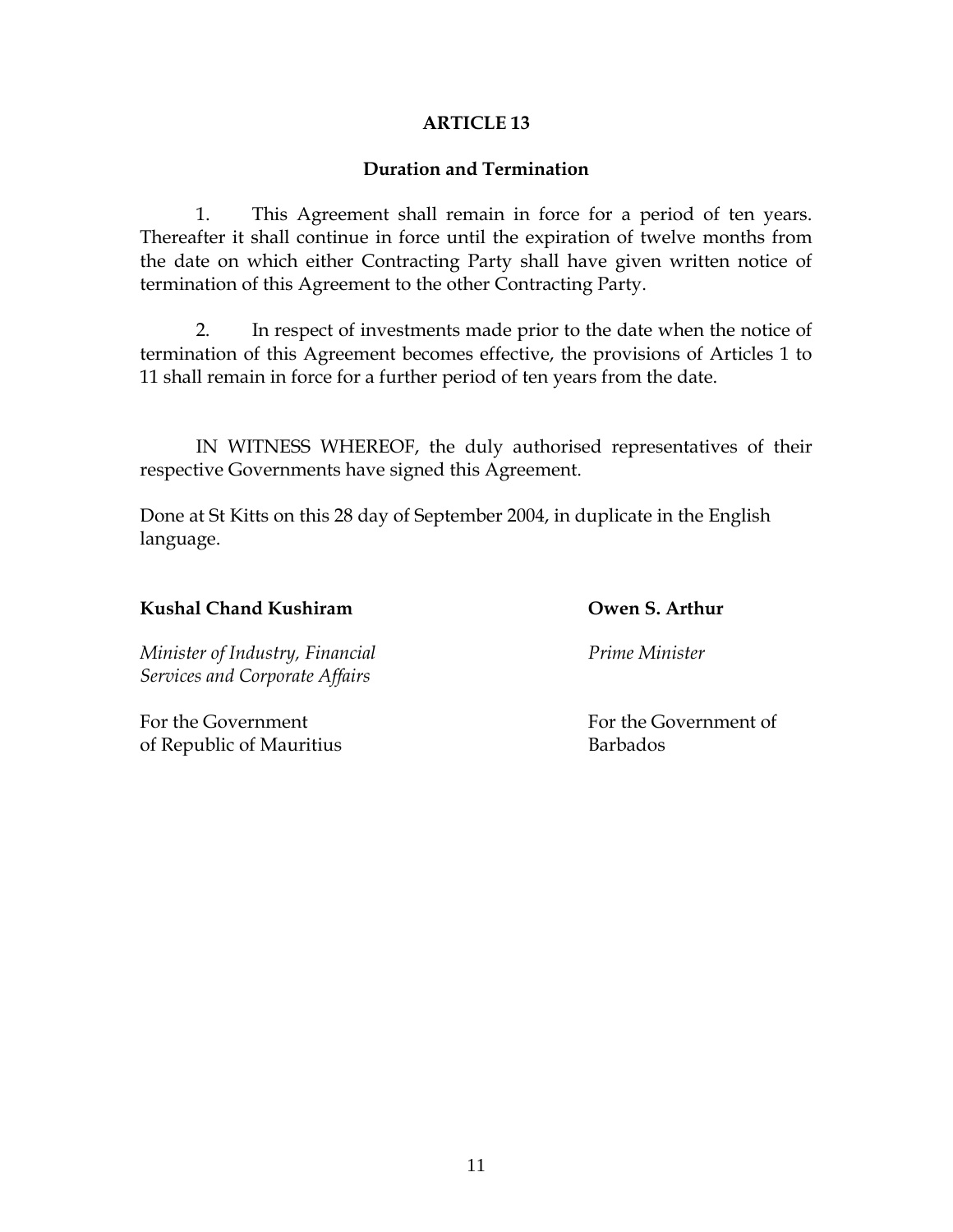## ARTICLE 13

### Duration and Termination

1. This Agreement shall remain in force for a period of ten years. Thereafter it shall continue in force until the expiration of twelve months from the date on which either Contracting Party shall have given written notice of termination of this Agreement to the other Contracting Party.

2. In respect of investments made prior to the date when the notice of termination of this Agreement becomes effective, the provisions of Articles 1 to 11 shall remain in force for a further period of ten years from the date.

IN WITNESS WHEREOF, the duly authorised representatives of their respective Governments have signed this Agreement.

Done at St Kitts on this 28 day of September 2004, in duplicate in the English language.

**Kushal Chand Kushiram**

*Minister of Industry, Financial Services and Corporate Affairs*

For the Government of Republic of Mauritius

**Owen S. Arthur**

*Prime Minister*

For the Government of Barbados